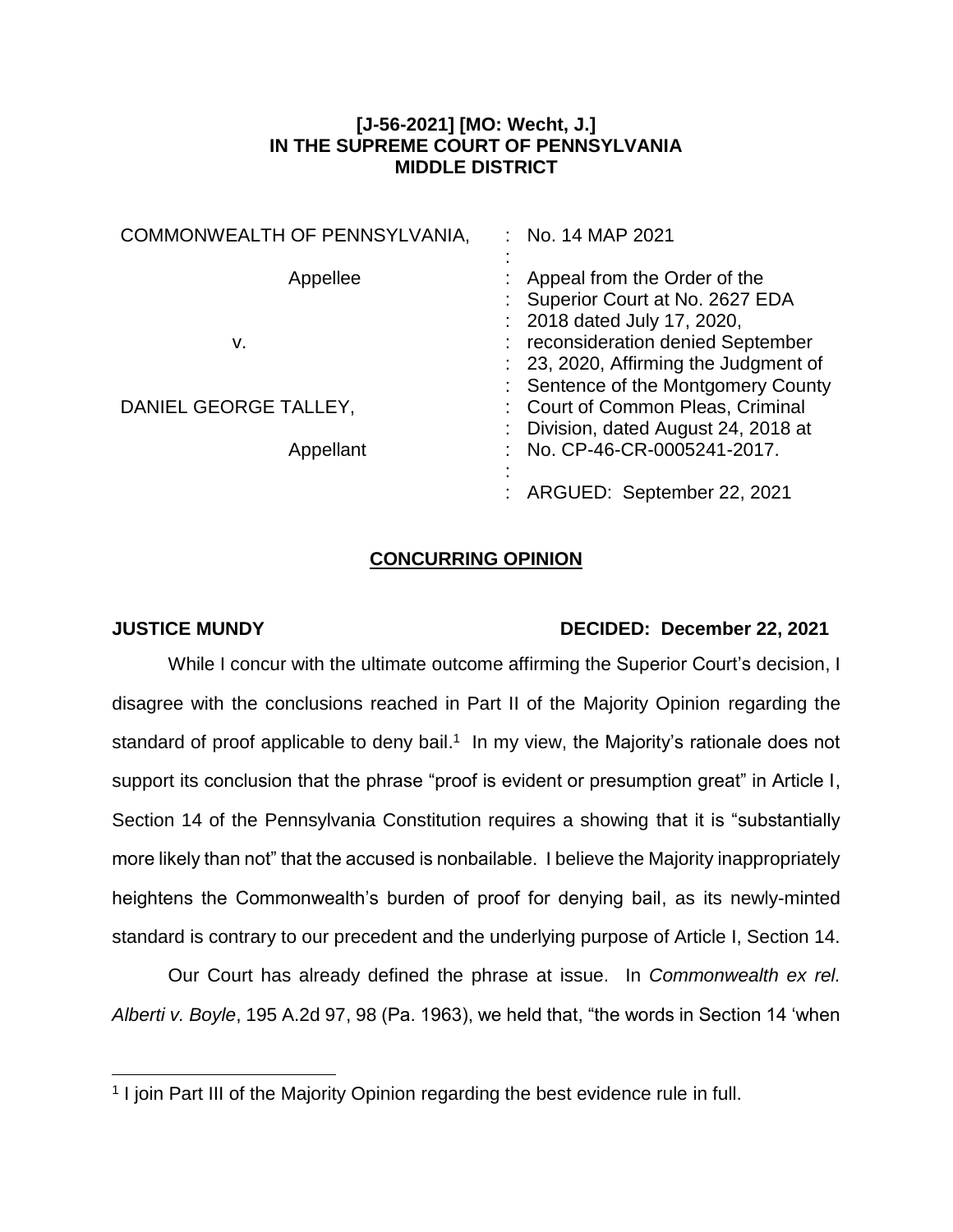**[J-56-2021] [MO: Wecht, J.]**
**IN THE SUPREME COURT OF PENNSYLVANIA**
**MIDDLE DISTRICT**

| | |
|---|---|
| COMMONWEALTH OF PENNSYLVANIA, | : No. 14 MAP 2021 |
| Appellee | : Appeal from the Order of the Superior Court at No. 2627 EDA 2018 dated July 17, 2020, reconsideration denied September 23, 2020, Affirming the Judgment of Sentence of the Montgomery County Court of Common Pleas, Criminal Division, dated August 24, 2018 at No. CP-46-CR-0005241-2017. |
| v. | |
| DANIEL GEORGE TALLEY, | |
| Appellant | |
| | : ARGUED: September 22, 2021 |

## CONCURRING OPINION

**JUSTICE MUNDY** **DECIDED: December 22, 2021**

While I concur with the ultimate outcome affirming the Superior Court's decision, I disagree with the conclusions reached in Part II of the Majority Opinion regarding the standard of proof applicable to deny bail.[1] In my view, the Majority's rationale does not support its conclusion that the phrase "proof is evident or presumption great" in Article I, Section 14 of the Pennsylvania Constitution requires a showing that it is "substantially more likely than not" that the accused is nonbailable. I believe the Majority inappropriately heightens the Commonwealth's burden of proof for denying bail, as its newly-minted standard is contrary to our precedent and the underlying purpose of Article I, Section 14.

Our Court has already defined the phrase at issue. In *Commonwealth ex rel. Alberti v. Boyle*, 195 A.2d 97, 98 (Pa. 1963), we held that, "the words in Section 14 'when

[1] I join Part III of the Majority Opinion regarding the best evidence rule in full.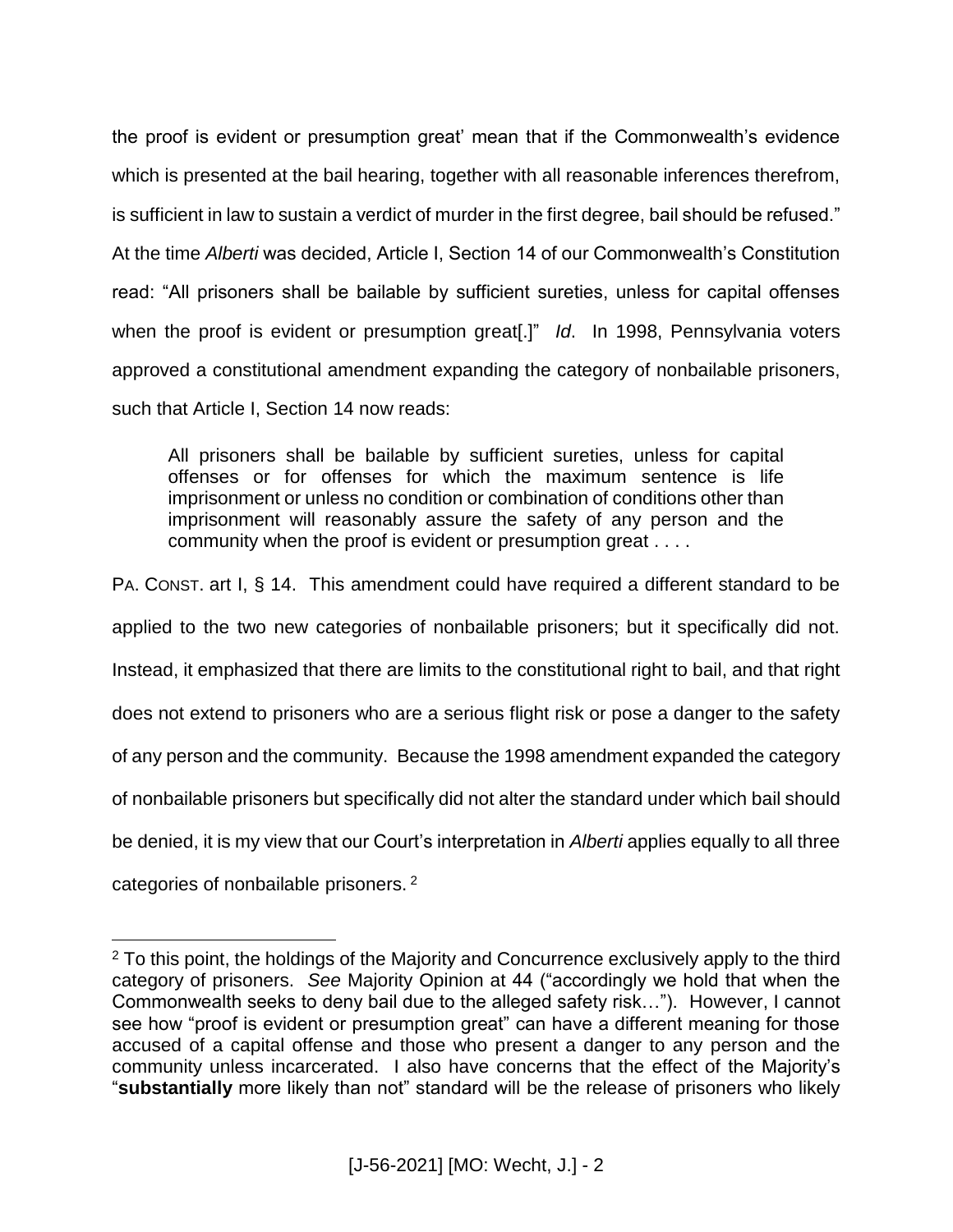the proof is evident or presumption great' mean that if the Commonwealth's evidence which is presented at the bail hearing, together with all reasonable inferences therefrom, is sufficient in law to sustain a verdict of murder in the first degree, bail should be refused." At the time *Alberti* was decided, Article I, Section 14 of our Commonwealth's Constitution read: "All prisoners shall be bailable by sufficient sureties, unless for capital offenses when the proof is evident or presumption great[.]" *Id*. In 1998, Pennsylvania voters approved a constitutional amendment expanding the category of nonbailable prisoners, such that Article I, Section 14 now reads:

> All prisoners shall be bailable by sufficient sureties, unless for capital offenses or for offenses for which the maximum sentence is life imprisonment or unless no condition or combination of conditions other than imprisonment will reasonably assure the safety of any person and the community when the proof is evident or presumption great . . . .

PA. CONST. art I, § 14. This amendment could have required a different standard to be applied to the two new categories of nonbailable prisoners; but it specifically did not. Instead, it emphasized that there are limits to the constitutional right to bail, and that right does not extend to prisoners who are a serious flight risk or pose a danger to the safety of any person and the community. Because the 1998 amendment expanded the category of nonbailable prisoners but specifically did not alter the standard under which bail should be denied, it is my view that our Court's interpretation in *Alberti* applies equally to all three categories of nonbailable prisoners. [2]

---

[2] To this point, the holdings of the Majority and Concurrence exclusively apply to the third category of prisoners. *See* Majority Opinion at 44 ("accordingly we hold that when the Commonwealth seeks to deny bail due to the alleged safety risk…"). However, I cannot see how "proof is evident or presumption great" can have a different meaning for those accused of a capital offense and those who present a danger to any person and the community unless incarcerated. I also have concerns that the effect of the Majority's "**substantially** more likely than not" standard will be the release of prisoners who likely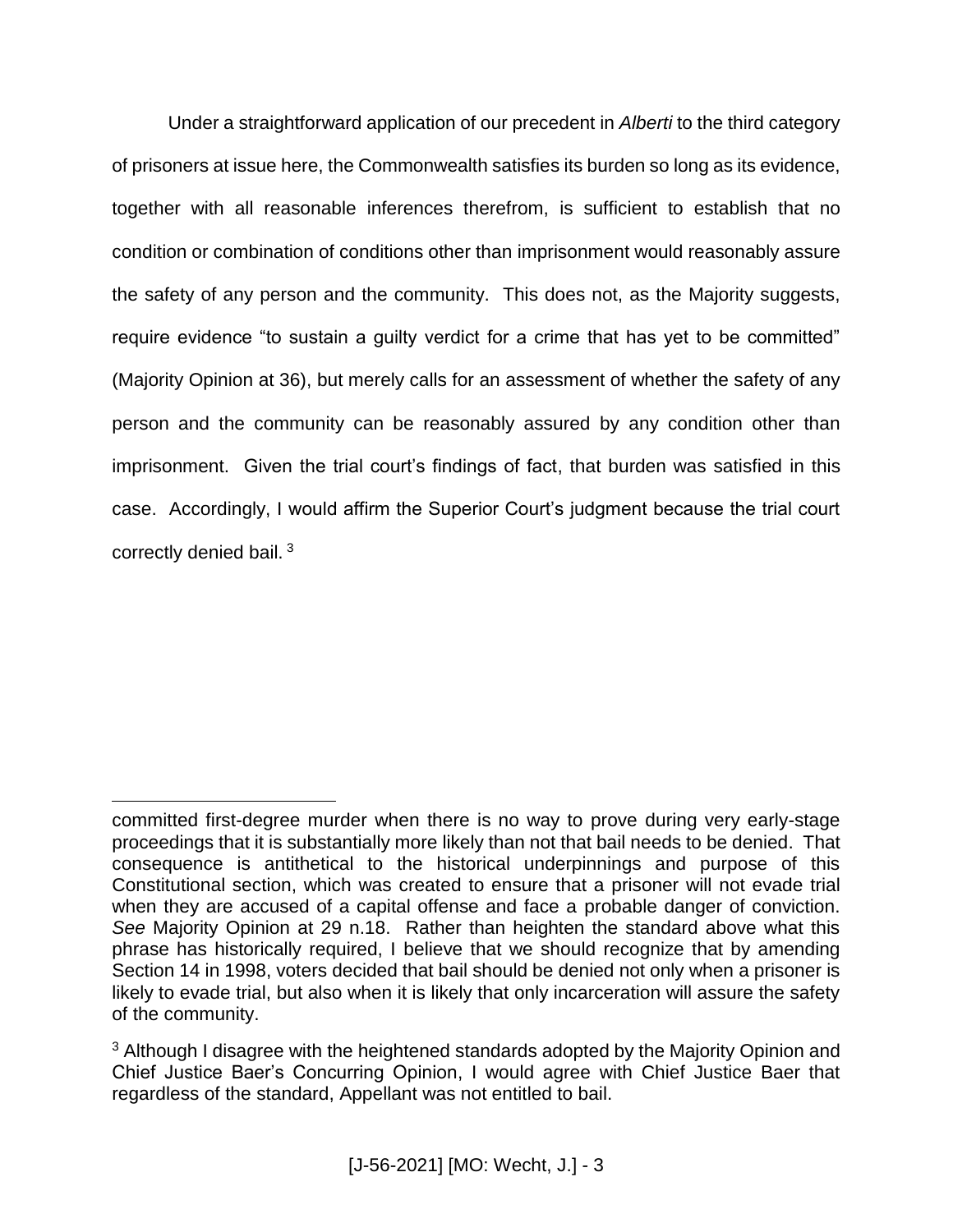Under a straightforward application of our precedent in *Alberti* to the third category of prisoners at issue here, the Commonwealth satisfies its burden so long as its evidence, together with all reasonable inferences therefrom, is sufficient to establish that no condition or combination of conditions other than imprisonment would reasonably assure the safety of any person and the community. This does not, as the Majority suggests, require evidence "to sustain a guilty verdict for a crime that has yet to be committed" (Majority Opinion at 36), but merely calls for an assessment of whether the safety of any person and the community can be reasonably assured by any condition other than imprisonment. Given the trial court's findings of fact, that burden was satisfied in this case. Accordingly, I would affirm the Superior Court's judgment because the trial court correctly denied bail. [3]

---

committed first-degree murder when there is no way to prove during very early-stage proceedings that it is substantially more likely than not that bail needs to be denied. That consequence is antithetical to the historical underpinnings and purpose of this Constitutional section, which was created to ensure that a prisoner will not evade trial when they are accused of a capital offense and face a probable danger of conviction. *See* Majority Opinion at 29 n.18. Rather than heighten the standard above what this phrase has historically required, I believe that we should recognize that by amending Section 14 in 1998, voters decided that bail should be denied not only when a prisoner is likely to evade trial, but also when it is likely that only incarceration will assure the safety of the community.

[3] Although I disagree with the heightened standards adopted by the Majority Opinion and Chief Justice Baer's Concurring Opinion, I would agree with Chief Justice Baer that regardless of the standard, Appellant was not entitled to bail.